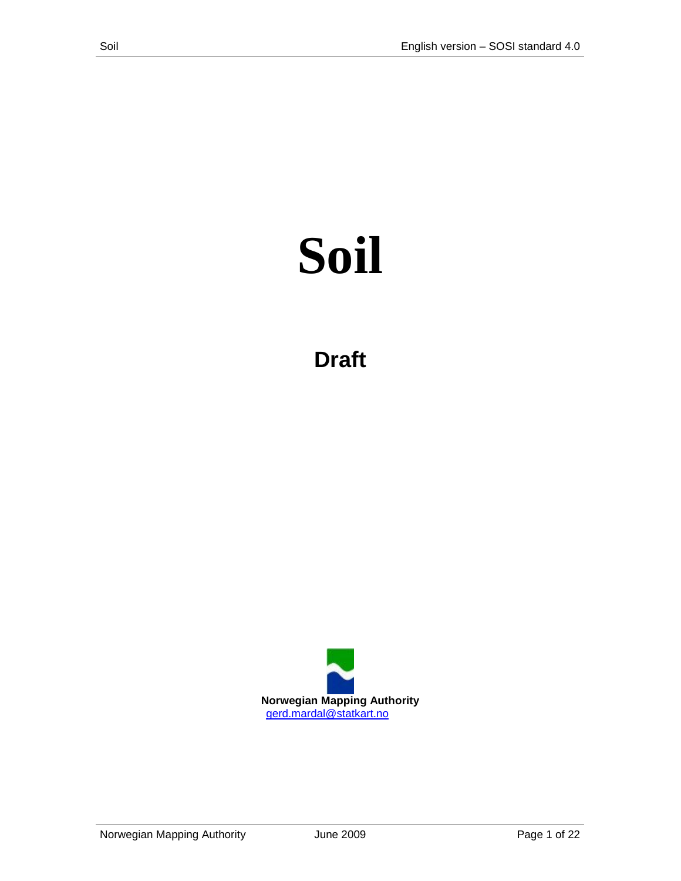# Soil

## Draft

**Norwegian Mapping Authority**
gerd.mardal@statkart.no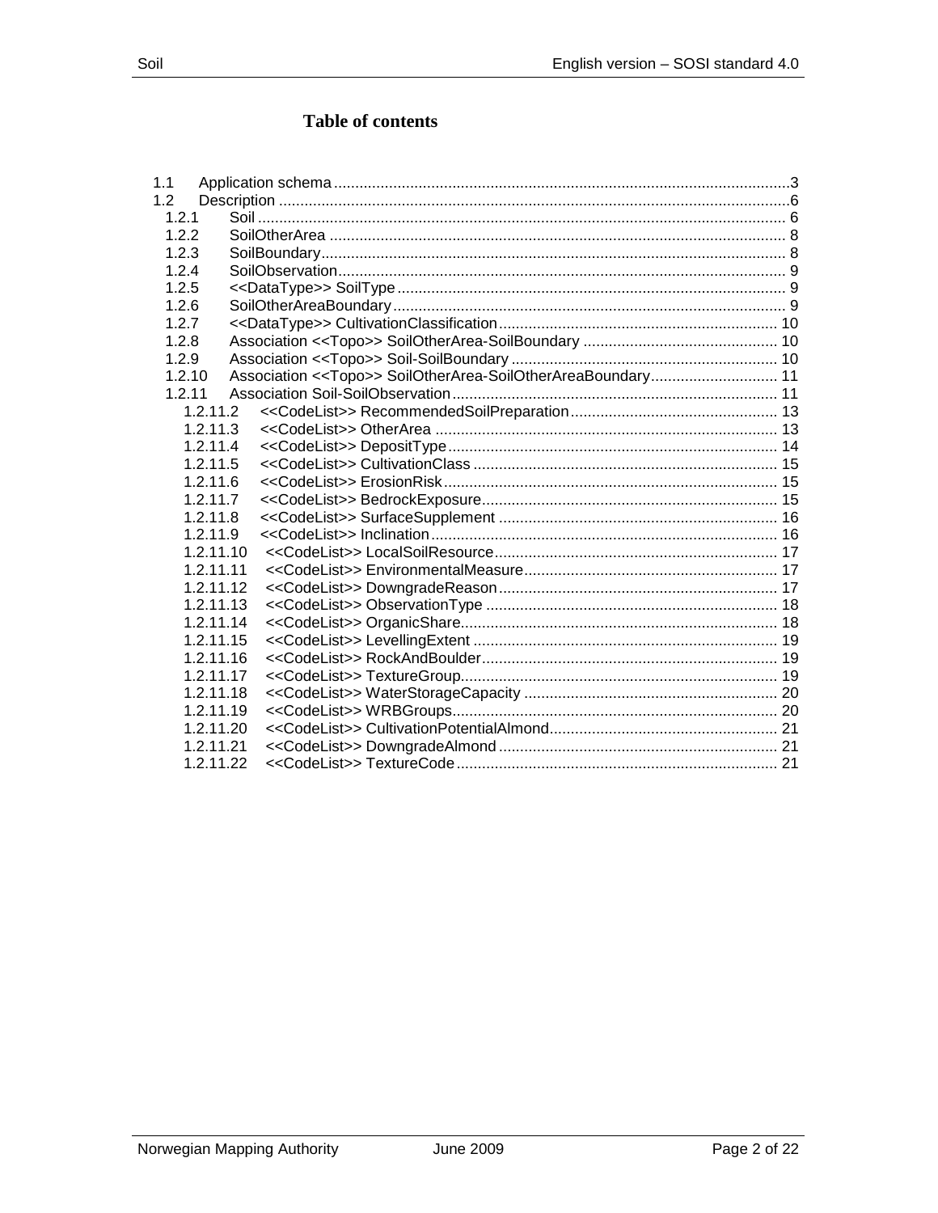# Table of contents

- 1.1 Application schema ... 3
- 1.2 Description ... 6
  - 1.2.1 Soil ... 6
  - 1.2.2 SoilOtherArea ... 8
  - 1.2.3 SoilBoundary ... 8
  - 1.2.4 SoilObservation ... 9
  - 1.2.5 <<DataType>> SoilType ... 9
  - 1.2.6 SoilOtherAreaBoundary ... 9
  - 1.2.7 <<DataType>> CultivationClassification ... 10
  - 1.2.8 Association <<Topo>> SoilOtherArea-SoilBoundary ... 10
  - 1.2.9 Association <<Topo>> Soil-SoilBoundary ... 10
  - 1.2.10 Association <<Topo>> SoilOtherArea-SoilOtherAreaBoundary ... 11
  - 1.2.11 Association Soil-SoilObservation ... 11
    - 1.2.11.2 <<CodeList>> RecommendedSoilPreparation ... 13
    - 1.2.11.3 <<CodeList>> OtherArea ... 13
    - 1.2.11.4 <<CodeList>> DepositType ... 14
    - 1.2.11.5 <<CodeList>> CultivationClass ... 15
    - 1.2.11.6 <<CodeList>> ErosionRisk ... 15
    - 1.2.11.7 <<CodeList>> BedrockExposure ... 15
    - 1.2.11.8 <<CodeList>> SurfaceSupplement ... 16
    - 1.2.11.9 <<CodeList>> Inclination ... 16
    - 1.2.11.10 <<CodeList>> LocalSoilResource ... 17
    - 1.2.11.11 <<CodeList>> EnvironmentalMeasure ... 17
    - 1.2.11.12 <<CodeList>> DowngradeReason ... 17
    - 1.2.11.13 <<CodeList>> ObservationType ... 18
    - 1.2.11.14 <<CodeList>> OrganicShare ... 18
    - 1.2.11.15 <<CodeList>> LevellingExtent ... 19
    - 1.2.11.16 <<CodeList>> RockAndBoulder ... 19
    - 1.2.11.17 <<CodeList>> TextureGroup ... 19
    - 1.2.11.18 <<CodeList>> WaterStorageCapacity ... 20
    - 1.2.11.19 <<CodeList>> WRBGroups ... 20
    - 1.2.11.20 <<CodeList>> CultivationPotentialAlmond ... 21
    - 1.2.11.21 <<CodeList>> DowngradeAlmond ... 21
    - 1.2.11.22 <<CodeList>> TextureCode ... 21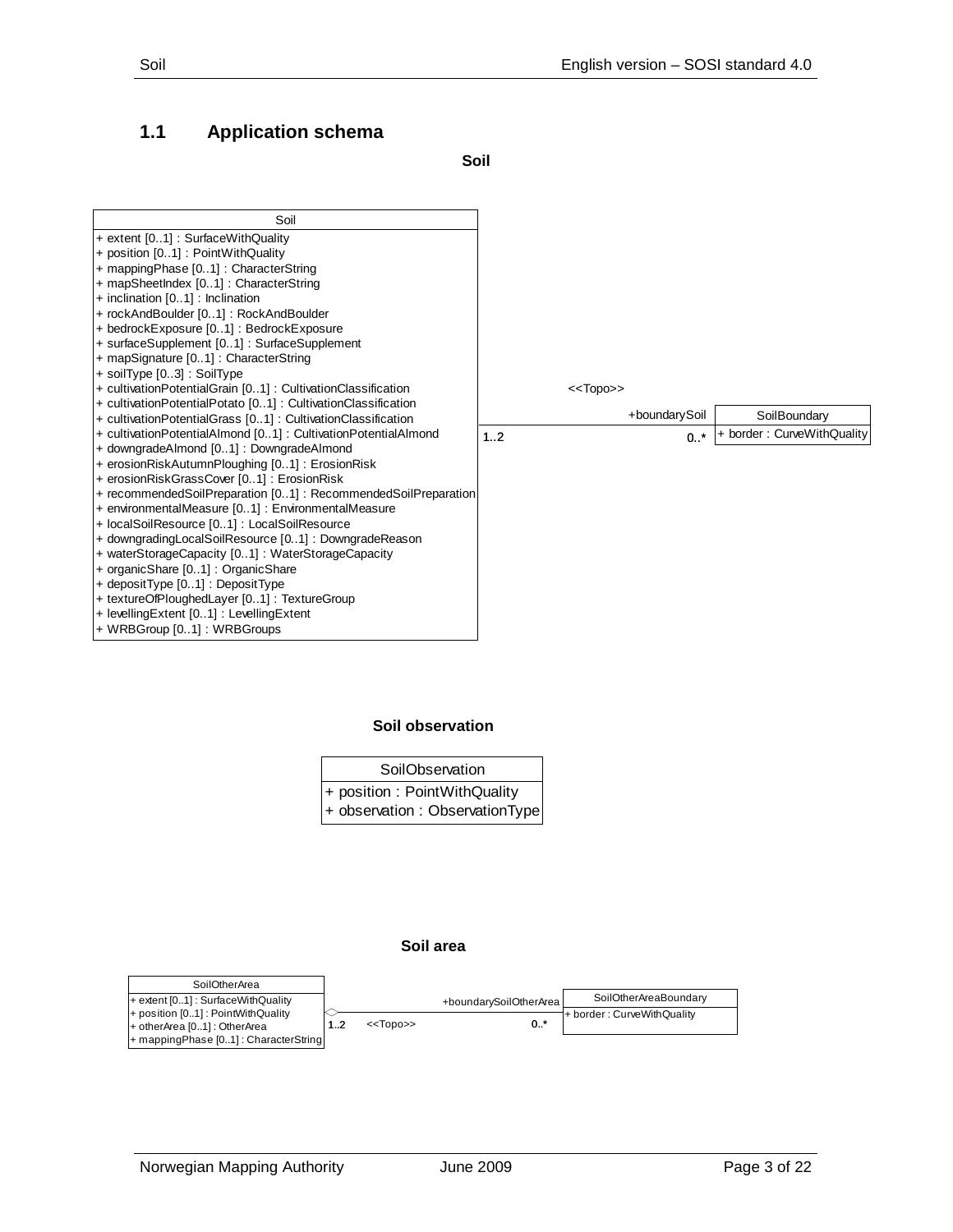## 1.1 Application schema

**Soil**

| Soil |
| --- |
| + extent [0..1] : SurfaceWithQuality |
| + position [0..1] : PointWithQuality |
| + mappingPhase [0..1] : CharacterString |
| + mapSheetIndex [0..1] : CharacterString |
| + inclination [0..1] : Inclination |
| + rockAndBoulder [0..1] : RockAndBoulder |
| + bedrockExposure [0..1] : BedrockExposure |
| + surfaceSupplement [0..1] : SurfaceSupplement |
| + mapSignature [0..1] : CharacterString |
| + soilType [0..3] : SoilType |
| + cultivationPotentialGrain [0..1] : CultivationClassification |
| + cultivationPotentialPotato [0..1] : CultivationClassification |
| + cultivationPotentialGrass [0..1] : CultivationClassification |
| + cultivationPotentialAlmond [0..1] : CultivationPotentialAlmond |
| + downgradeAlmond [0..1] : DowngradeAlmond |
| + erosionRiskAutumnPloughing [0..1] : ErosionRisk |
| + erosionRiskGrassCover [0..1] : ErosionRisk |
| + recommendedSoilPreparation [0..1] : RecommendedSoilPreparation |
| + environmentalMeasure [0..1] : EnvironmentalMeasure |
| + localSoilResource [0..1] : LocalSoilResource |
| + downgradingLocalSoilResource [0..1] : DowngradeReason |
| + waterStorageCapacity [0..1] : WaterStorageCapacity |
| + organicShare [0..1] : OrganicShare |
| + depositType [0..1] : DepositType |
| + textureOfPloughedLayer [0..1] : TextureGroup |
| + levellingExtent [0..1] : LevellingExtent |
| + WRBGroup [0..1] : WRBGroups |

Association <<Topo>>: Soil (1..2) — +boundarySoil (0..*) SoilBoundary

| SoilBoundary |
| --- |
| + border : CurveWithQuality |

**Soil observation**

| SoilObservation |
| --- |
| + position : PointWithQuality |
| + observation : ObservationType |

**Soil area**

| SoilOtherArea |
| --- |
| + extent [0..1] : SurfaceWithQuality |
| + position [0..1] : PointWithQuality |
| + otherArea [0..1] : OtherArea |
| + mappingPhase [0..1] : CharacterString |

Association <<Topo>> (aggregation): SoilOtherArea (1..2) — +boundarySoilOtherArea (0..*) SoilOtherAreaBoundary

| SoilOtherAreaBoundary |
| --- |
| + border : CurveWithQuality |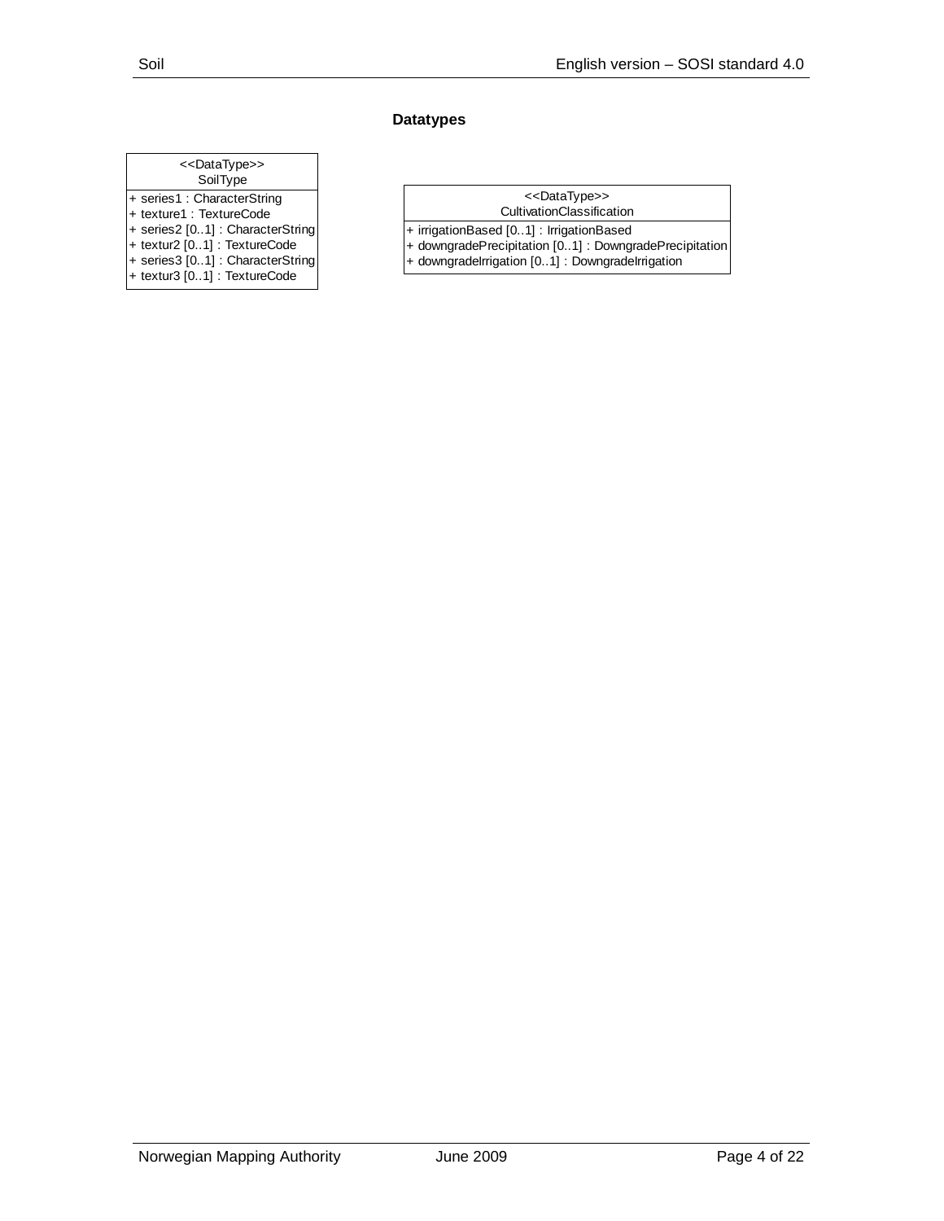## Datatypes

| <<DataType>> SoilType |
| --- |
| + series1 : CharacterString |
| + texture1 : TextureCode |
| + series2 [0..1] : CharacterString |
| + textur2 [0..1] : TextureCode |
| + series3 [0..1] : CharacterString |
| + textur3 [0..1] : TextureCode |

| <<DataType>> CultivationClassification |
| --- |
| + irrigationBased [0..1] : IrrigationBased |
| + downgradePrecipitation [0..1] : DowngradePrecipitation |
| + downgradeIrrigation [0..1] : DowngradeIrrigation |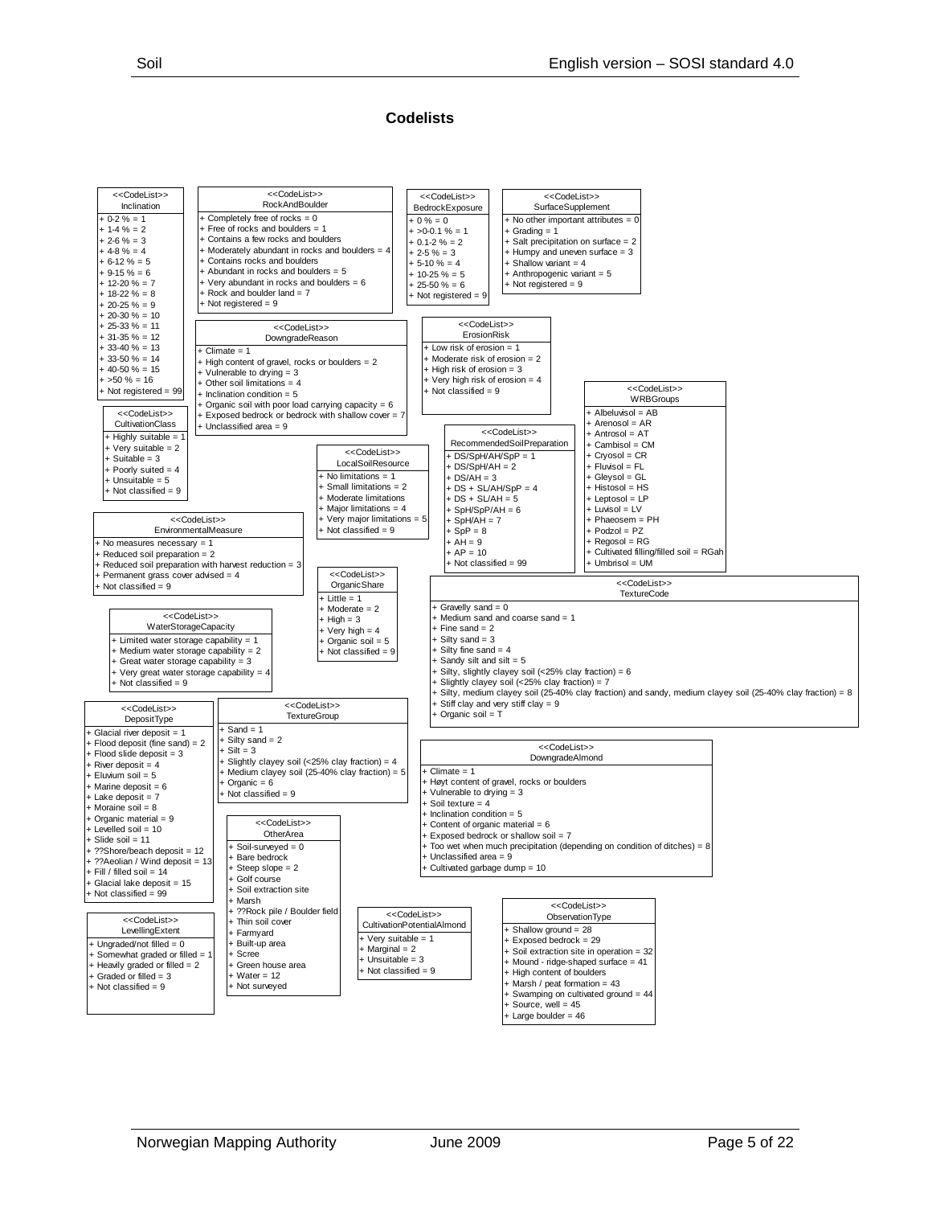## Codelists

### <<CodeList>> Inclination
- 0-2 % = 1
- 1-4 % = 2
- 2-6 % = 3
- 4-8 % = 4
- 6-12 % = 5
- 9-15 % = 6
- 12-20 % = 7
- 18-22 % = 8
- 20-25 % = 9
- 20-30 % = 10
- 25-33 % = 11
- 31-35 % = 12
- 33-40 % = 13
- 33-50 % = 14
- 40-50 % = 15
- >50 % = 16
- Not registered = 99

### <<CodeList>> RockAndBoulder
- Completely free of rocks = 0
- Free of rocks and boulders = 1
- Contains a few rocks and boulders
- Moderately abundant in rocks and boulders = 4
- Contains rocks and boulders
- Abundant in rocks and boulders = 5
- Very abundant in rocks and boulders = 6
- Rock and boulder land = 7
- Not registered = 9

### <<CodeList>> BedrockExposure
- 0 % = 0
- >0-0.1 % = 1
- 0.1-2 % = 2
- 2-5 % = 3
- 5-10 % = 4
- 10-25 % = 5
- 25-50 % = 6
- Not registered = 9

### <<CodeList>> SurfaceSupplement
- No other important attributes = 0
- Grading = 1
- Salt precipitation on surface = 2
- Humpy and uneven surface = 3
- Shallow variant = 4
- Anthropogenic variant = 5
- Not registered = 9

### <<CodeList>> DowngradeReason
- Climate = 1
- High content of gravel, rocks or boulders = 2
- Vulnerable to drying = 3
- Other soil limitations = 4
- Inclination condition = 5
- Organic soil with poor load carrying capacity = 6
- Exposed bedrock or bedrock with shallow cover = 7
- Unclassified area = 9

### <<CodeList>> ErosionRisk
- Low risk of erosion = 1
- Moderate risk of erosion = 2
- High risk of erosion = 3
- Very high risk of erosion = 4
- Not classified = 9

### <<CodeList>> WRBGroups
- Albeluvisol = AB
- Arenosol = AR
- Antrosol = AT
- Cambisol = CM
- Cryosol = CR
- Fluvisol = FL
- Gleysol = GL
- Histosol = HS
- Leptosol = LP
- Luvisol = LV
- Phaeosem = PH
- Podzol = PZ
- Regosol = RG
- Cultivated filling/filled soil = RGah
- Umbrisol = UM

### <<CodeList>> CultivationClass
- Highly suitable = 1
- Very suitable = 2
- Suitable = 3
- Poorly suited = 4
- Unsuitable = 5
- Not classified = 9

### <<CodeList>> RecommendedSoilPreparation
- DS/SpH/AH/SpP = 1
- DS/SpH/AH = 2
- DS/AH = 3
- DS + SL/AH/SpP = 4
- DS + SL/AH = 5
- SpH/SpP/AH = 6
- SpH/AH = 7
- SpP = 8
- AH = 9
- AP = 10
- Not classified = 99

### <<CodeList>> LocalSoilResource
- No limitations = 1
- Small limitations = 2
- Moderate limitations
- Major limitations = 4
- Very major limitations = 5
- Not classified = 9

### <<CodeList>> EnvironmentalMeasure
- No measures necessary = 1
- Reduced soil preparation = 2
- Reduced soil preparation with harvest reduction = 3
- Permanent grass cover advised = 4
- Not classified = 9

### <<CodeList>> OrganicShare
- Little = 1
- Moderate = 2
- High = 3
- Very high = 4
- Organic soil = 5
- Not classified = 9

### <<CodeList>> TextureCode
- Gravelly sand = 0
- Medium sand and coarse sand = 1
- Fine sand = 2
- Silty sand = 3
- Silty fine sand = 4
- Sandy silt and silt = 5
- Silty, slightly clayey soil (<25% clay fraction) = 6
- Slightly clayey soil (<25% clay fraction) = 7
- Silty, medium clayey soil (25-40% clay fraction) and sandy, medium clayey soil (25-40% clay fraction) = 8
- Stiff clay and very stiff clay = 9
- Organic soil = T

### <<CodeList>> WaterStorageCapacity
- Limited water storage capability = 1
- Medium water storage capability = 2
- Great water storage capability = 3
- Very great water storage capability = 4
- Not classified = 9

### <<CodeList>> DepositType
- Glacial river deposit = 1
- Flood deposit (fine sand) = 2
- Flood slide deposit = 3
- River deposit = 4
- Eluvium soil = 5
- Marine deposit = 6
- Lake deposit = 7
- Moraine soil = 8
- Organic material = 9
- Levelled soil = 10
- Slide soil = 11
- ??Shore/beach deposit = 12
- ??Aeolian / Wind deposit = 13
- Fill / filled soil = 14
- Glacial lake deposit = 15
- Not classified = 99

### <<CodeList>> TextureGroup
- Sand = 1
- Silty sand = 2
- Silt = 3
- Slightly clayey soil (<25% clay fraction) = 4
- Medium clayey soil (25-40% clay fraction) = 5
- Organic = 6
- Not classified = 9

### <<CodeList>> DowngradeAlmond
- Climate = 1
- Høyt content of gravel, rocks or boulders
- Vulnerable to drying = 3
- Soil texture = 4
- Inclination condition = 5
- Content of organic material = 6
- Exposed bedrock or shallow soil = 7
- Too wet when much precipitation (depending on condition of ditches) = 8
- Unclassified area = 9
- Cultivated garbage dump = 10

### <<CodeList>> OtherArea
- Soil-surveyed = 0
- Bare bedrock
- Steep slope = 2
- Golf course
- Soil extraction site
- Marsh
- ??Rock pile / Boulder field
- Thin soil cover
- Farmyard
- Built-up area
- Scree
- Green house area
- Water = 12
- Not surveyed

### <<CodeList>> LevellingExtent
- Ungraded/not filled = 0
- Somewhat graded or filled = 1
- Heavily graded or filled = 2
- Graded or filled = 3
- Not classified = 9

### <<CodeList>> CultivationPotentialAlmond
- Very suitable = 1
- Marginal = 2
- Unsuitable = 3
- Not classified = 9

### <<CodeList>> ObservationType
- Shallow ground = 28
- Exposed bedrock = 29
- Soil extraction site in operation = 32
- Mound - ridge-shaped surface = 41
- High content of boulders
- Marsh / peat formation = 43
- Swamping on cultivated ground = 44
- Source, well = 45
- Large boulder = 46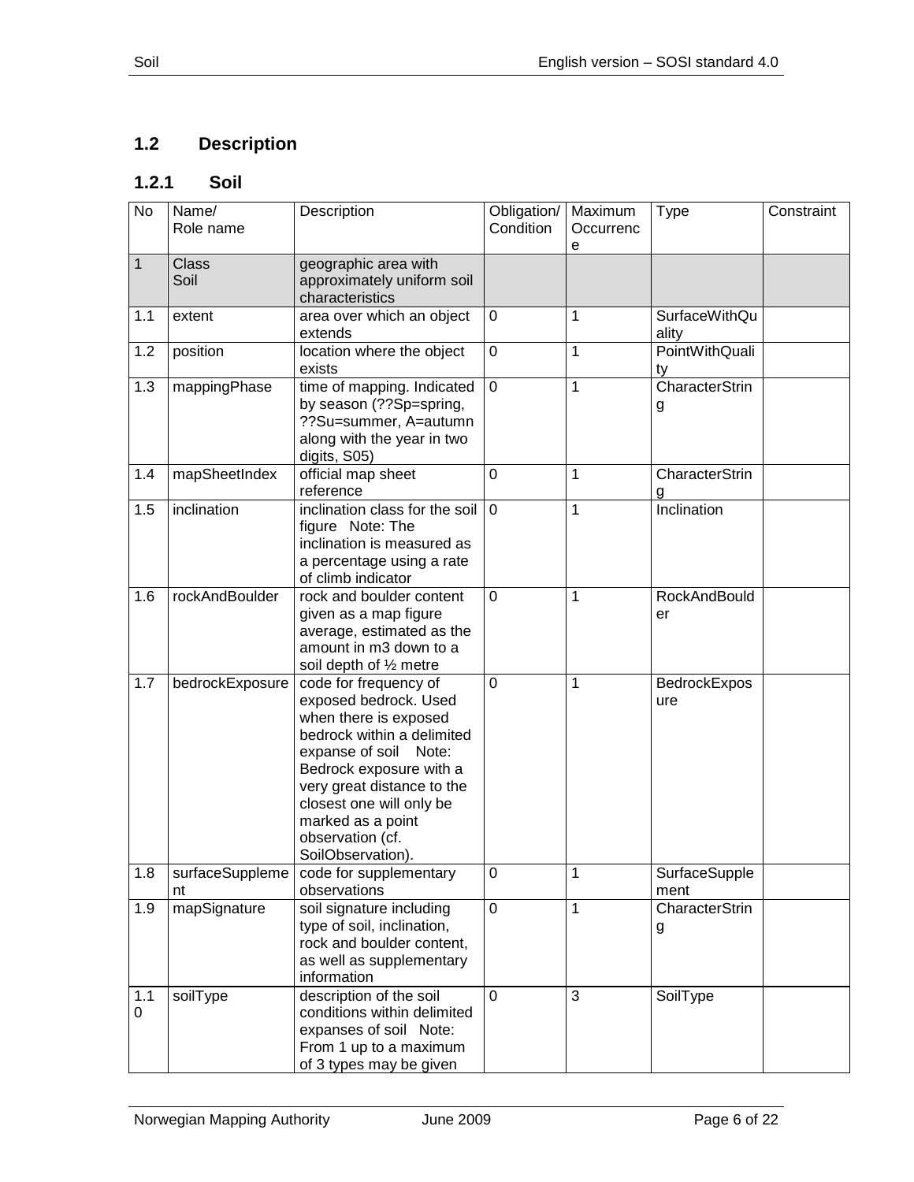## 1.2 Description

### 1.2.1 Soil

| No | Name/ Role name | Description | Obligation/ Condition | Maximum Occurrence | Type | Constraint |
|---|---|---|---|---|---|---|
| 1 | Class Soil | geographic area with approximately uniform soil characteristics | | | | |
| 1.1 | extent | area over which an object extends | 0 | 1 | SurfaceWithQuality | |
| 1.2 | position | location where the object exists | 0 | 1 | PointWithQuality | |
| 1.3 | mappingPhase | time of mapping. Indicated by season (??Sp=spring, ??Su=summer, A=autumn along with the year in two digits, S05) | 0 | 1 | CharacterString | |
| 1.4 | mapSheetIndex | official map sheet reference | 0 | 1 | CharacterString | |
| 1.5 | inclination | inclination class for the soil figure Note: The inclination is measured as a percentage using a rate of climb indicator | 0 | 1 | Inclination | |
| 1.6 | rockAndBoulder | rock and boulder content given as a map figure average, estimated as the amount in m3 down to a soil depth of ½ metre | 0 | 1 | RockAndBoulder | |
| 1.7 | bedrockExposure | code for frequency of exposed bedrock. Used when there is exposed bedrock within a delimited expanse of soil Note: Bedrock exposure with a very great distance to the closest one will only be marked as a point observation (cf. SoilObservation). | 0 | 1 | BedrockExposure | |
| 1.8 | surfaceSupplement | code for supplementary observations | 0 | 1 | SurfaceSupplement | |
| 1.9 | mapSignature | soil signature including type of soil, inclination, rock and boulder content, as well as supplementary information | 0 | 1 | CharacterString | |
| 1.10 | soilType | description of the soil conditions within delimited expanses of soil Note: From 1 up to a maximum of 3 types may be given | 0 | 3 | SoilType | |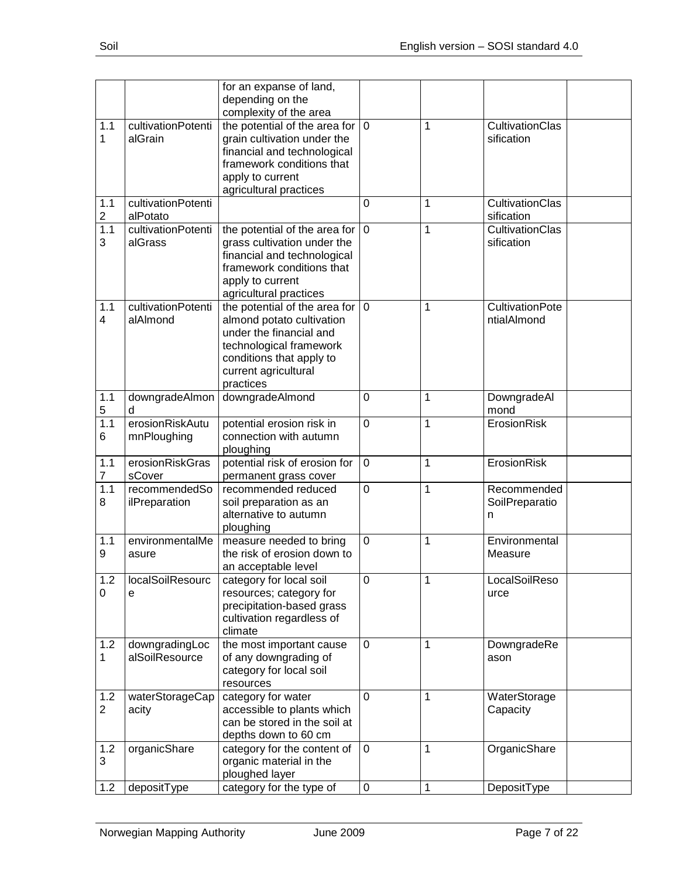|  |  | for an expanse of land, depending on the complexity of the area |  |  |  |  |
|---|---|---|---|---|---|---|
| 1.11 | cultivationPotentialGrain | the potential of the area for grain cultivation under the financial and technological framework conditions that apply to current agricultural practices | 0 | 1 | CultivationClassification |  |
| 1.12 | cultivationPotentialPotato |  | 0 | 1 | CultivationClassification |  |
| 1.13 | cultivationPotentialGrass | the potential of the area for grass cultivation under the financial and technological framework conditions that apply to current agricultural practices | 0 | 1 | CultivationClassification |  |
| 1.14 | cultivationPotentialAlmond | the potential of the area for almond potato cultivation under the financial and technological framework conditions that apply to current agricultural practices | 0 | 1 | CultivationPotentialAlmond |  |
| 1.15 | downgradeAlmond | downgradeAlmond | 0 | 1 | DowngradeAlmond |  |
| 1.16 | erosionRiskAutumnPloughing | potential erosion risk in connection with autumn ploughing | 0 | 1 | ErosionRisk |  |
| 1.17 | erosionRiskGrassCover | potential risk of erosion for permanent grass cover | 0 | 1 | ErosionRisk |  |
| 1.18 | recommendedSoilPreparation | recommended reduced soil preparation as an alternative to autumn ploughing | 0 | 1 | RecommendedSoilPreparation |  |
| 1.19 | environmentalMeasure | measure needed to bring the risk of erosion down to an acceptable level | 0 | 1 | EnvironmentalMeasure |  |
| 1.20 | localSoilResource | category for local soil resources; category for precipitation-based grass cultivation regardless of climate | 0 | 1 | LocalSoilResource |  |
| 1.21 | downgradingLocalSoilResource | the most important cause of any downgrading of category for local soil resources | 0 | 1 | DowngradeReason |  |
| 1.22 | waterStorageCapacity | category for water accessible to plants which can be stored in the soil at depths down to 60 cm | 0 | 1 | WaterStorageCapacity |  |
| 1.23 | organicShare | category for the content of organic material in the ploughed layer | 0 | 1 | OrganicShare |  |
| 1.2 | depositType | category for the type of | 0 | 1 | DepositType |  |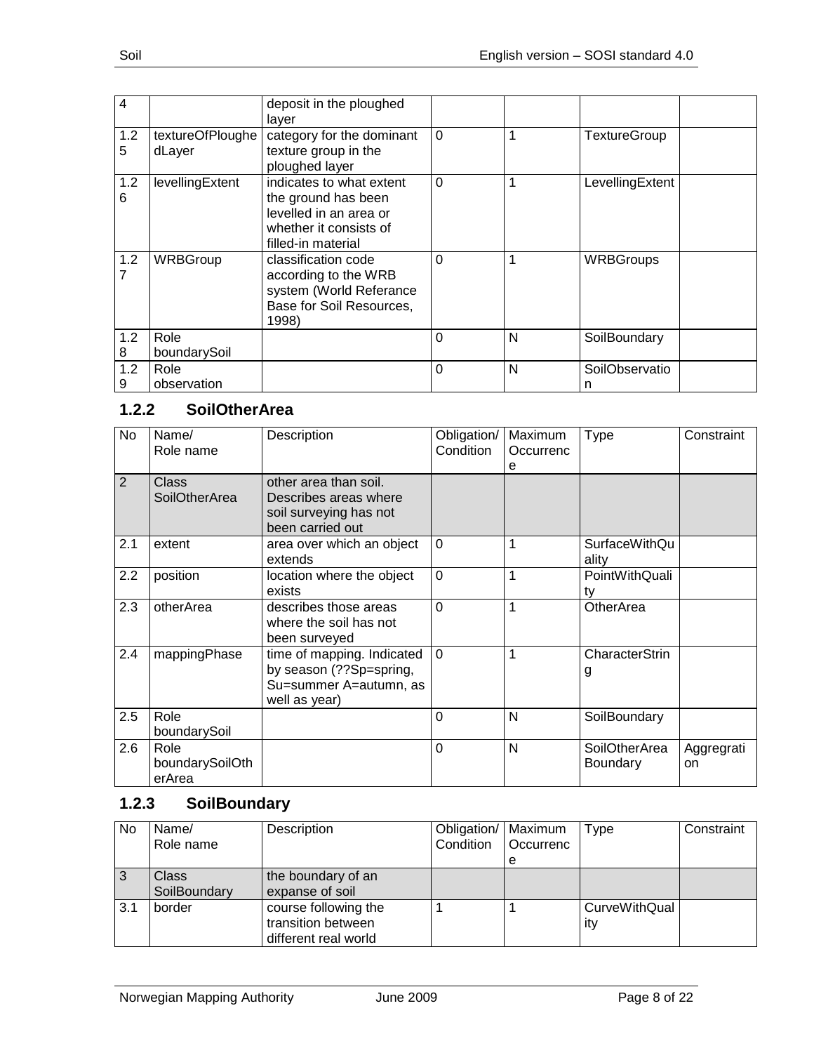| No | Name/ Role name | Description | Obligation/ Condition | Maximum Occurrence | Type | Constraint |
|---|---|---|---|---|---|---|
| 4 | | deposit in the ploughed layer | | | | |
| 1.25 | textureOfPloughedLayer | category for the dominant texture group in the ploughed layer | 0 | 1 | TextureGroup | |
| 1.26 | levellingExtent | indicates to what extent the ground has been levelled in an area or whether it consists of filled-in material | 0 | 1 | LevellingExtent | |
| 1.27 | WRBGroup | classification code according to the WRB system (World Referance Base for Soil Resources, 1998) | 0 | 1 | WRBGroups | |
| 1.28 | Role boundarySoil | | 0 | N | SoilBoundary | |
| 1.29 | Role observation | | 0 | N | SoilObservation | |

### 1.2.2 SoilOtherArea

| No | Name/ Role name | Description | Obligation/ Condition | Maximum Occurrence | Type | Constraint |
|---|---|---|---|---|---|---|
| 2 | Class SoilOtherArea | other area than soil. Describes areas where soil surveying has not been carried out | | | | |
| 2.1 | extent | area over which an object extends | 0 | 1 | SurfaceWithQuality | |
| 2.2 | position | location where the object exists | 0 | 1 | PointWithQuality | |
| 2.3 | otherArea | describes those areas where the soil has not been surveyed | 0 | 1 | OtherArea | |
| 2.4 | mappingPhase | time of mapping. Indicated by season (??Sp=spring, Su=summer A=autumn, as well as year) | 0 | 1 | CharacterString | |
| 2.5 | Role boundarySoil | | 0 | N | SoilBoundary | |
| 2.6 | Role boundarySoilOtherArea | | 0 | N | SoilOtherArea Boundary | Aggregration |

### 1.2.3 SoilBoundary

| No | Name/ Role name | Description | Obligation/ Condition | Maximum Occurrence | Type | Constraint |
|---|---|---|---|---|---|---|
| 3 | Class SoilBoundary | the boundary of an expanse of soil | | | | |
| 3.1 | border | course following the transition between different real world | 1 | 1 | CurveWithQuality | |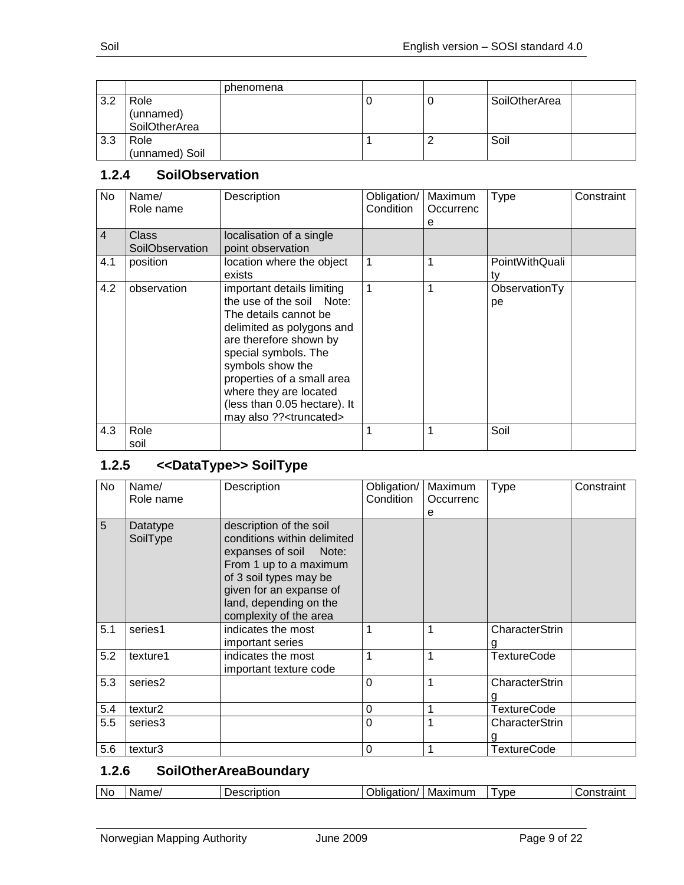| | | phenomena | | | | |
|---|---|---|---|---|---|---|
| 3.2 | Role (unnamed) SoilOtherArea | | 0 | 0 | SoilOtherArea | |
| 3.3 | Role (unnamed) Soil | | 1 | 2 | Soil | |

### 1.2.4 SoilObservation

| No | Name/ Role name | Description | Obligation/ Condition | Maximum Occurrence | Type | Constraint |
|---|---|---|---|---|---|---|
| 4 | Class SoilObservation | localisation of a single point observation | | | | |
| 4.1 | position | location where the object exists | 1 | 1 | PointWithQuality | |
| 4.2 | observation | important details limiting the use of the soil Note: The details cannot be delimited as polygons and are therefore shown by special symbols. The symbols show the properties of a small area where they are located (less than 0.05 hectare). It may also ??<truncated> | 1 | 1 | ObservationType | |
| 4.3 | Role soil | | 1 | 1 | Soil | |

### 1.2.5 <<DataType>> SoilType

| No | Name/ Role name | Description | Obligation/ Condition | Maximum Occurrence | Type | Constraint |
|---|---|---|---|---|---|---|
| 5 | Datatype SoilType | description of the soil conditions within delimited expanses of soil Note: From 1 up to a maximum of 3 soil types may be given for an expanse of land, depending on the complexity of the area | | | | |
| 5.1 | series1 | indicates the most important series | 1 | 1 | CharacterString | |
| 5.2 | texture1 | indicates the most important texture code | 1 | 1 | TextureCode | |
| 5.3 | series2 | | 0 | 1 | CharacterString | |
| 5.4 | textur2 | | 0 | 1 | TextureCode | |
| 5.5 | series3 | | 0 | 1 | CharacterString | |
| 5.6 | textur3 | | 0 | 1 | TextureCode | |

### 1.2.6 SoilOtherAreaBoundary

| No | Name/ | Description | Obligation/ | Maximum | Type | Constraint |
|---|---|---|---|---|---|---|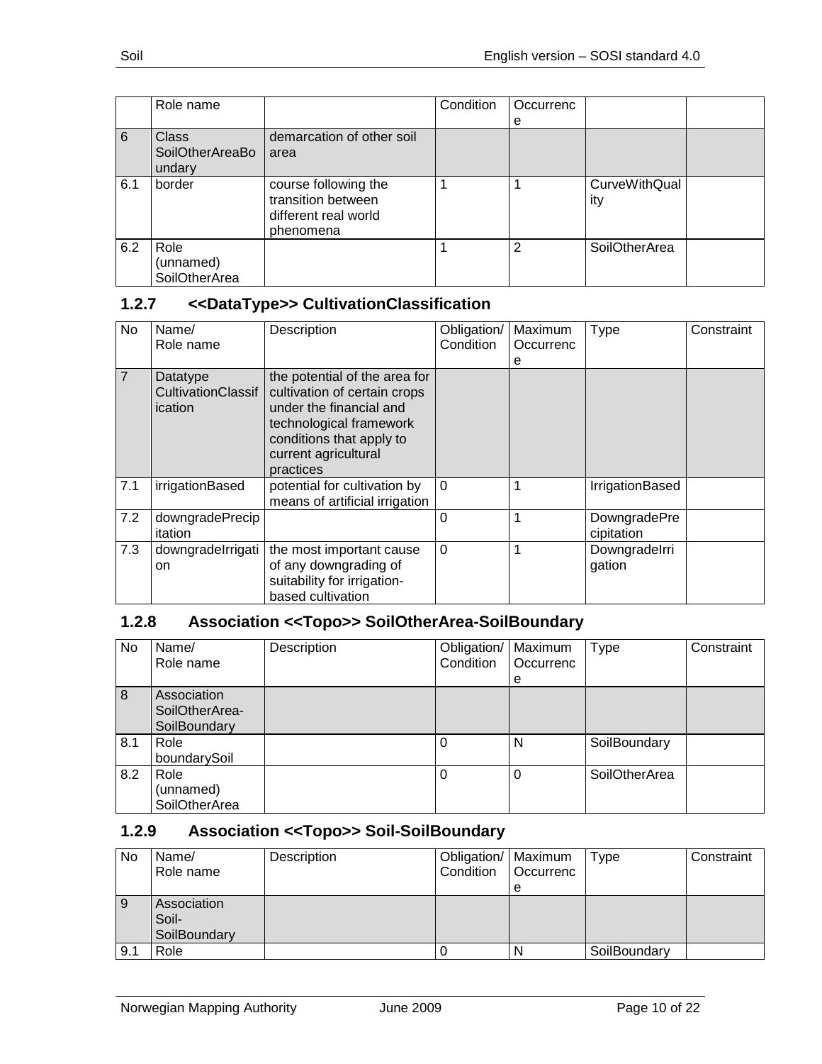|  | Role name |  | Condition | Occurrence |  |  |
|---|---|---|---|---|---|---|
| 6 | Class SoilOtherAreaBoundary | demarcation of other soil area |  |  |  |  |
| 6.1 | border | course following the transition between different real world phenomena | 1 | 1 | CurveWithQuality |  |
| 6.2 | Role (unnamed) SoilOtherArea |  | 1 | 2 | SoilOtherArea |  |

### 1.2.7 <<DataType>> CultivationClassification

| No | Name/ Role name | Description | Obligation/ Condition | Maximum Occurrence | Type | Constraint |
|---|---|---|---|---|---|---|
| 7 | Datatype CultivationClassification | the potential of the area for cultivation of certain crops under the financial and technological framework conditions that apply to current agricultural practices |  |  |  |  |
| 7.1 | irrigationBased | potential for cultivation by means of artificial irrigation | 0 | 1 | IrrigationBased |  |
| 7.2 | downgradePrecipitation |  | 0 | 1 | DowngradePrecipitation |  |
| 7.3 | downgradeIrrigation | the most important cause of any downgrading of suitability for irrigation-based cultivation | 0 | 1 | DowngradeIrrigation |  |

### 1.2.8 Association <<Topo>> SoilOtherArea-SoilBoundary

| No | Name/ Role name | Description | Obligation/ Condition | Maximum Occurrence | Type | Constraint |
|---|---|---|---|---|---|---|
| 8 | Association SoilOtherArea-SoilBoundary |  |  |  |  |  |
| 8.1 | Role boundarySoil |  | 0 | N | SoilBoundary |  |
| 8.2 | Role (unnamed) SoilOtherArea |  | 0 | 0 | SoilOtherArea |  |

### 1.2.9 Association <<Topo>> Soil-SoilBoundary

| No | Name/ Role name | Description | Obligation/ Condition | Maximum Occurrence | Type | Constraint |
|---|---|---|---|---|---|---|
| 9 | Association Soil-SoilBoundary |  |  |  |  |  |
| 9.1 | Role |  | 0 | N | SoilBoundary |  |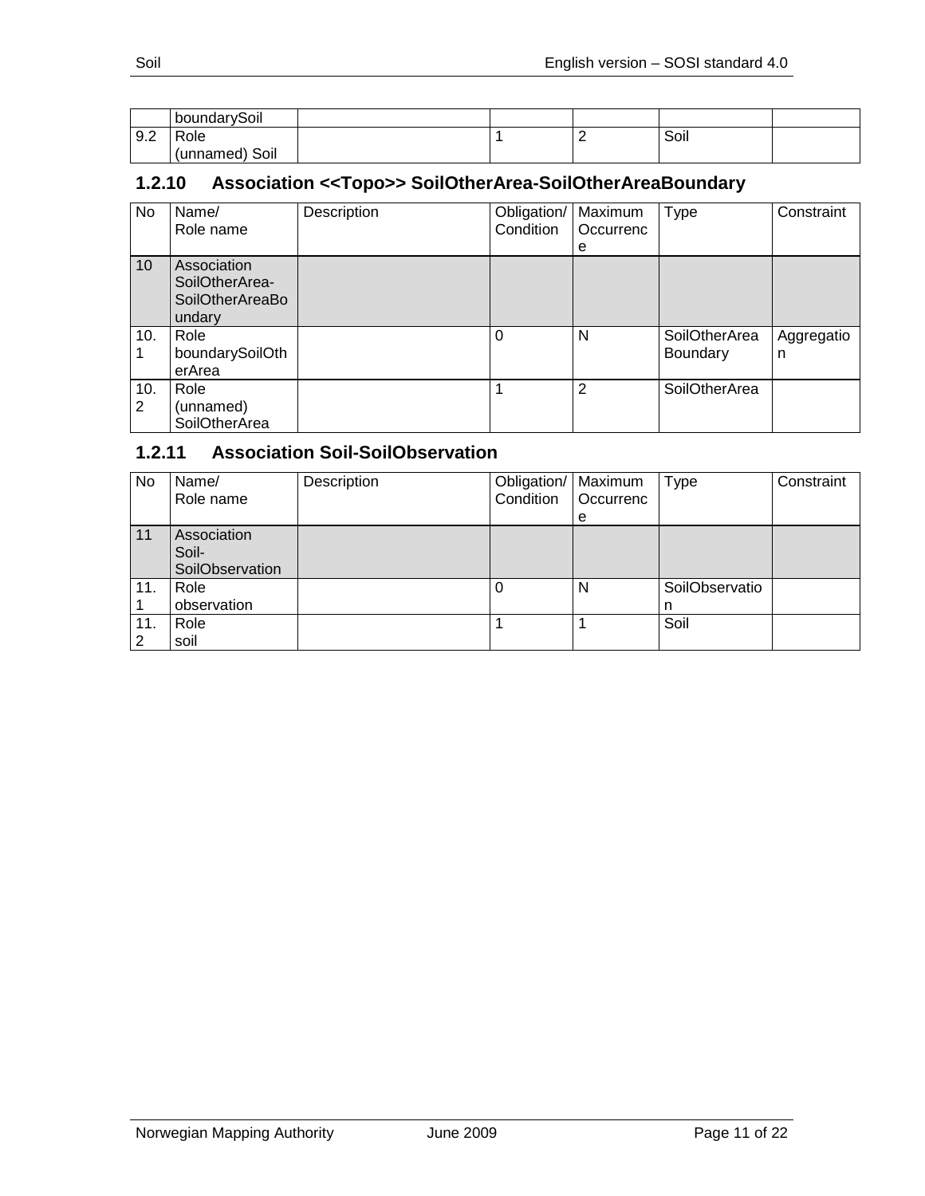|  | boundarySoil |  |  |  |  |  |
| --- | --- | --- | --- | --- | --- | --- |
| 9.2 | Role (unnamed) Soil |  | 1 | 2 | Soil |  |

### 1.2.10 Association <<Topo>> SoilOtherArea-SoilOtherAreaBoundary

| No | Name/ Role name | Description | Obligation/ Condition | Maximum Occurrence | Type | Constraint |
| --- | --- | --- | --- | --- | --- | --- |
| 10 | Association SoilOtherArea-SoilOtherAreaBoundary |  |  |  |  |  |
| 10.1 | Role boundarySoilOtherArea |  | 0 | N | SoilOtherArea Boundary | Aggregation |
| 10.2 | Role (unnamed) SoilOtherArea |  | 1 | 2 | SoilOtherArea |  |

### 1.2.11 Association Soil-SoilObservation

| No | Name/ Role name | Description | Obligation/ Condition | Maximum Occurrence | Type | Constraint |
| --- | --- | --- | --- | --- | --- | --- |
| 11 | Association Soil-SoilObservation |  |  |  |  |  |
| 11.1 | Role observation |  | 0 | N | SoilObservation |  |
| 11.2 | Role soil |  | 1 | 1 | Soil |  |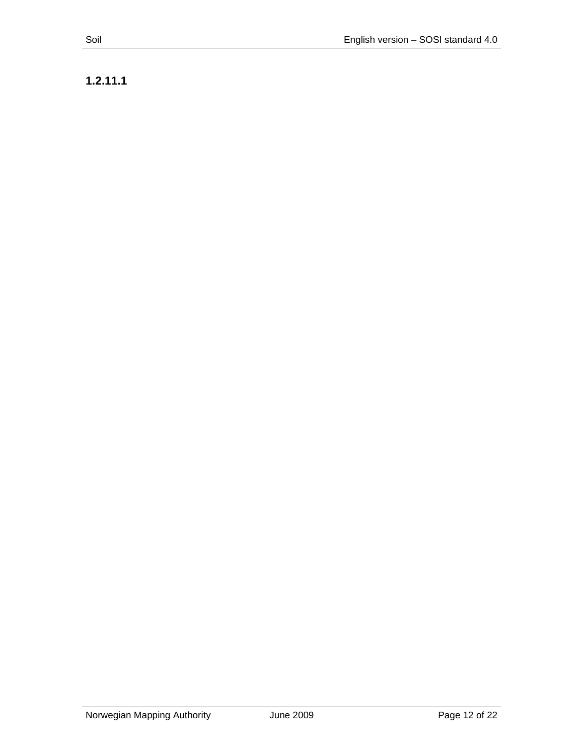#### 1.2.11.1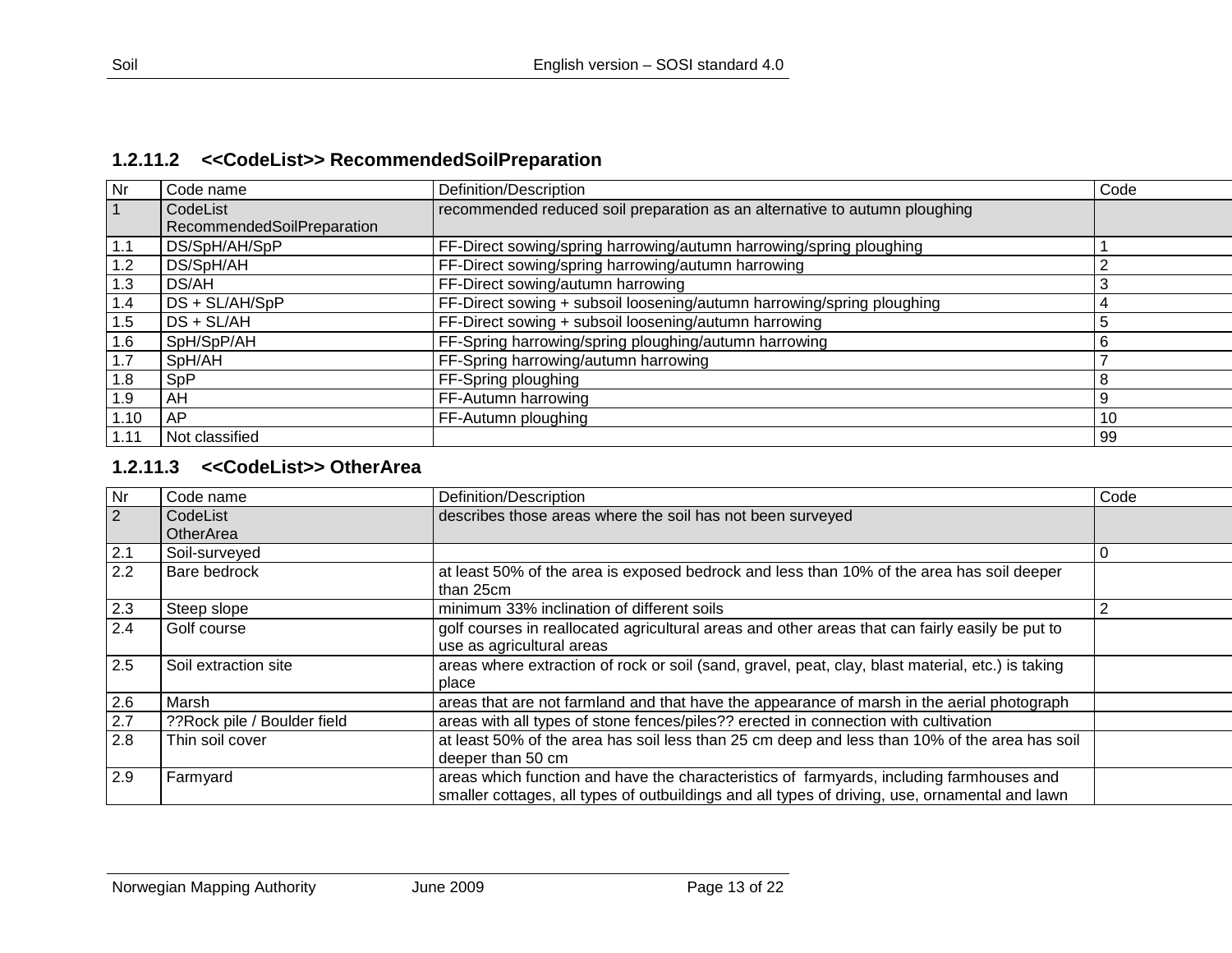### 1.2.11.2 <<CodeList>> RecommendedSoilPreparation

| Nr | Code name | Definition/Description | Code |
|---|---|---|---|
| 1 | CodeList RecommendedSoilPreparation | recommended reduced soil preparation as an alternative to autumn ploughing | |
| 1.1 | DS/SpH/AH/SpP | FF-Direct sowing/spring harrowing/autumn harrowing/spring ploughing | 1 |
| 1.2 | DS/SpH/AH | FF-Direct sowing/spring harrowing/autumn harrowing | 2 |
| 1.3 | DS/AH | FF-Direct sowing/autumn harrowing | 3 |
| 1.4 | DS + SL/AH/SpP | FF-Direct sowing + subsoil loosening/autumn harrowing/spring ploughing | 4 |
| 1.5 | DS + SL/AH | FF-Direct sowing + subsoil loosening/autumn harrowing | 5 |
| 1.6 | SpH/SpP/AH | FF-Spring harrowing/spring ploughing/autumn harrowing | 6 |
| 1.7 | SpH/AH | FF-Spring harrowing/autumn harrowing | 7 |
| 1.8 | SpP | FF-Spring ploughing | 8 |
| 1.9 | AH | FF-Autumn harrowing | 9 |
| 1.10 | AP | FF-Autumn ploughing | 10 |
| 1.11 | Not classified | | 99 |

### 1.2.11.3 <<CodeList>> OtherArea

| Nr | Code name | Definition/Description | Code |
|---|---|---|---|
| 2 | CodeList OtherArea | describes those areas where the soil has not been surveyed | |
| 2.1 | Soil-surveyed | | 0 |
| 2.2 | Bare bedrock | at least 50% of the area is exposed bedrock and less than 10% of the area has soil deeper than 25cm | |
| 2.3 | Steep slope | minimum 33% inclination of different soils | 2 |
| 2.4 | Golf course | golf courses in reallocated agricultural areas and other areas that can fairly easily be put to use as agricultural areas | |
| 2.5 | Soil extraction site | areas where extraction of rock or soil (sand, gravel, peat, clay, blast material, etc.) is taking place | |
| 2.6 | Marsh | areas that are not farmland and that have the appearance of marsh in the aerial photograph | |
| 2.7 | ??Rock pile / Boulder field | areas with all types of stone fences/piles?? erected in connection with cultivation | |
| 2.8 | Thin soil cover | at least 50% of the area has soil less than 25 cm deep and less than 10% of the area has soil deeper than 50 cm | |
| 2.9 | Farmyard | areas which function and have the characteristics of farmyards, including farmhouses and smaller cottages, all types of outbuildings and all types of driving, use, ornamental and lawn | |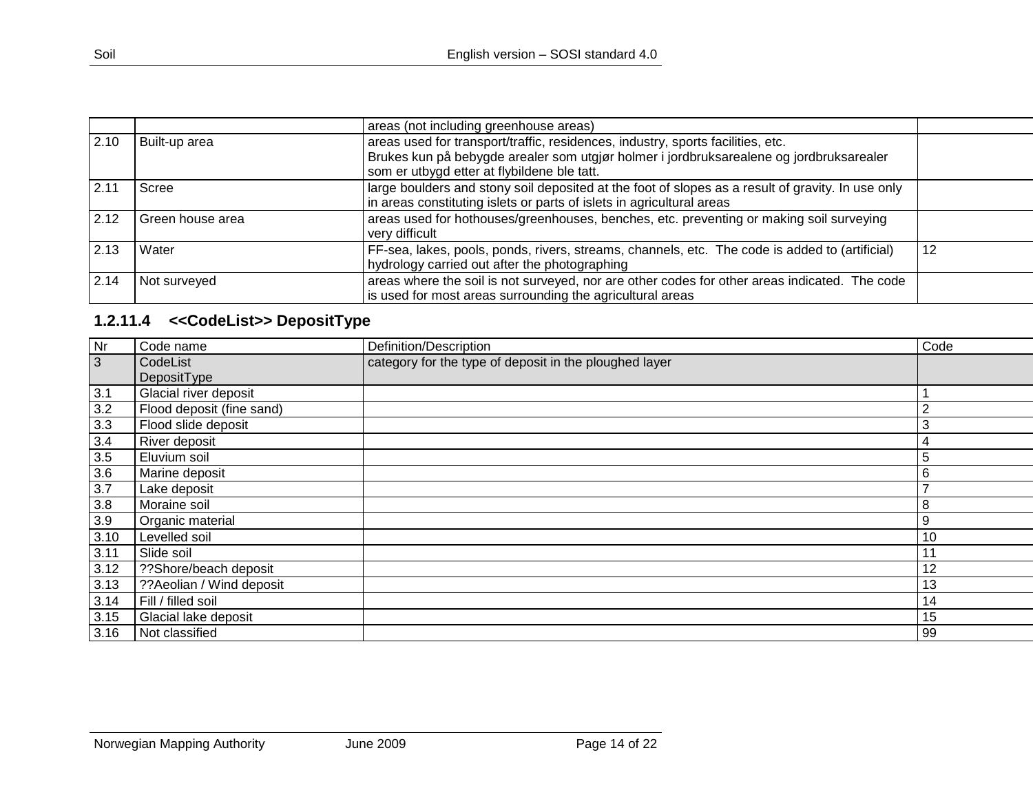|  |  | areas (not including greenhouse areas) |  |
| --- | --- | --- | --- |
| 2.10 | Built-up area | areas used for transport/traffic, residences, industry, sports facilities, etc. Brukes kun på bebygde arealer som utgjør holmer i jordbruksarealene og jordbruksarealer som er utbygd etter at flybildene ble tatt. |  |
| 2.11 | Scree | large boulders and stony soil deposited at the foot of slopes as a result of gravity. In use only in areas constituting islets or parts of islets in agricultural areas |  |
| 2.12 | Green house area | areas used for hothouses/greenhouses, benches, etc. preventing or making soil surveying very difficult |  |
| 2.13 | Water | FF-sea, lakes, pools, ponds, rivers, streams, channels, etc. The code is added to (artificial) hydrology carried out after the photographing | 12 |
| 2.14 | Not surveyed | areas where the soil is not surveyed, nor are other codes for other areas indicated. The code is used for most areas surrounding the agricultural areas |  |

### 1.2.11.4 <<CodeList>> DepositType

| Nr | Code name | Definition/Description | Code |
| --- | --- | --- | --- |
| 3 | CodeList DepositType | category for the type of deposit in the ploughed layer |  |
| 3.1 | Glacial river deposit |  | 1 |
| 3.2 | Flood deposit (fine sand) |  | 2 |
| 3.3 | Flood slide deposit |  | 3 |
| 3.4 | River deposit |  | 4 |
| 3.5 | Eluvium soil |  | 5 |
| 3.6 | Marine deposit |  | 6 |
| 3.7 | Lake deposit |  | 7 |
| 3.8 | Moraine soil |  | 8 |
| 3.9 | Organic material |  | 9 |
| 3.10 | Levelled soil |  | 10 |
| 3.11 | Slide soil |  | 11 |
| 3.12 | ??Shore/beach deposit |  | 12 |
| 3.13 | ??Aeolian / Wind deposit |  | 13 |
| 3.14 | Fill / filled soil |  | 14 |
| 3.15 | Glacial lake deposit |  | 15 |
| 3.16 | Not classified |  | 99 |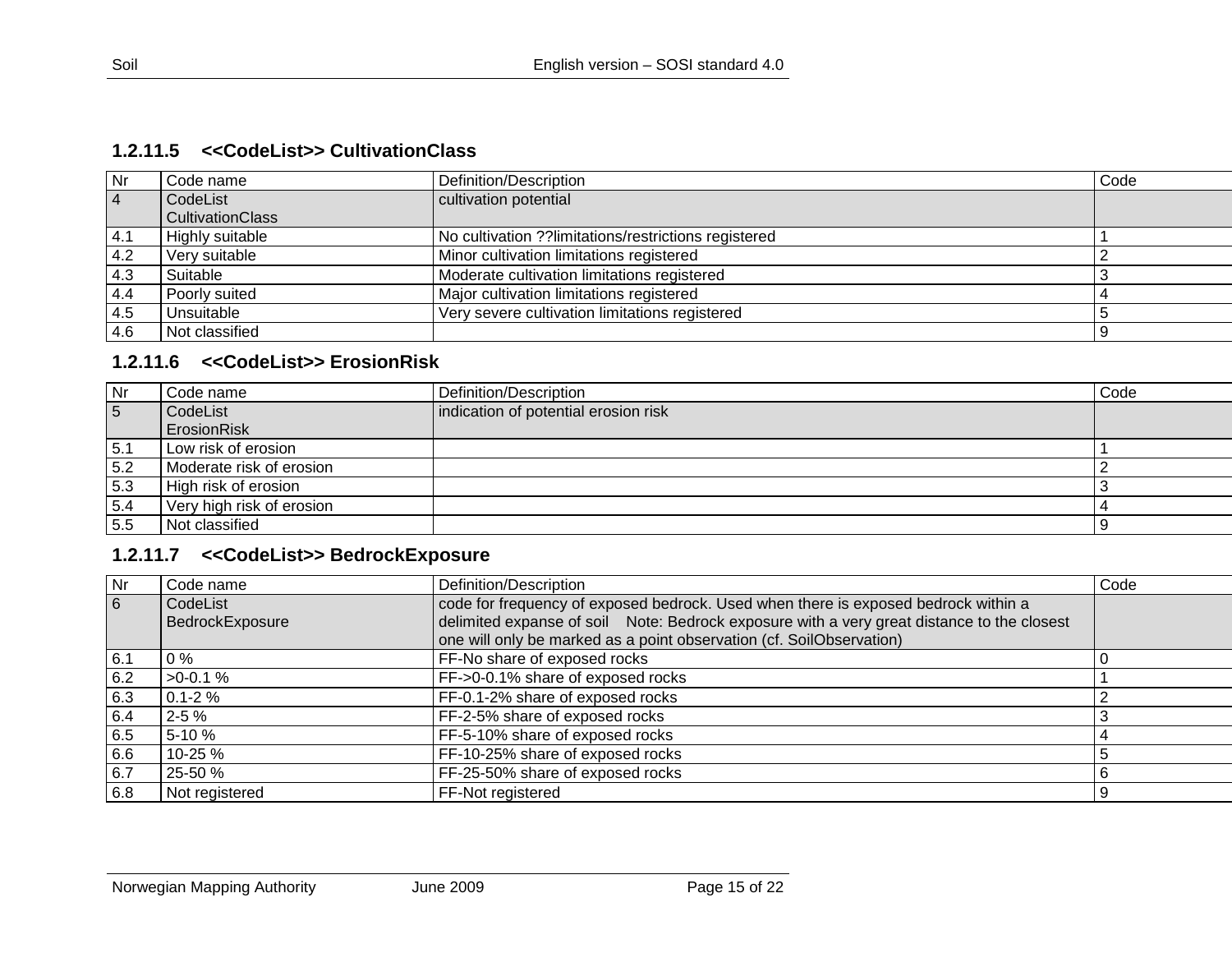### 1.2.11.5 <<CodeList>> CultivationClass

| Nr | Code name | Definition/Description | Code |
|---|---|---|---|
| 4 | CodeList CultivationClass | cultivation potential | |
| 4.1 | Highly suitable | No cultivation ??limitations/restrictions registered | 1 |
| 4.2 | Very suitable | Minor cultivation limitations registered | 2 |
| 4.3 | Suitable | Moderate cultivation limitations registered | 3 |
| 4.4 | Poorly suited | Major cultivation limitations registered | 4 |
| 4.5 | Unsuitable | Very severe cultivation limitations registered | 5 |
| 4.6 | Not classified | | 9 |

### 1.2.11.6 <<CodeList>> ErosionRisk

| Nr | Code name | Definition/Description | Code |
|---|---|---|---|
| 5 | CodeList ErosionRisk | indication of potential erosion risk | |
| 5.1 | Low risk of erosion | | 1 |
| 5.2 | Moderate risk of erosion | | 2 |
| 5.3 | High risk of erosion | | 3 |
| 5.4 | Very high risk of erosion | | 4 |
| 5.5 | Not classified | | 9 |

### 1.2.11.7 <<CodeList>> BedrockExposure

| Nr | Code name | Definition/Description | Code |
|---|---|---|---|
| 6 | CodeList BedrockExposure | code for frequency of exposed bedrock. Used when there is exposed bedrock within a delimited expanse of soil Note: Bedrock exposure with a very great distance to the closest one will only be marked as a point observation (cf. SoilObservation) | |
| 6.1 | 0 % | FF-No share of exposed rocks | 0 |
| 6.2 | >0-0.1 % | FF->0-0.1% share of exposed rocks | 1 |
| 6.3 | 0.1-2 % | FF-0.1-2% share of exposed rocks | 2 |
| 6.4 | 2-5 % | FF-2-5% share of exposed rocks | 3 |
| 6.5 | 5-10 % | FF-5-10% share of exposed rocks | 4 |
| 6.6 | 10-25 % | FF-10-25% share of exposed rocks | 5 |
| 6.7 | 25-50 % | FF-25-50% share of exposed rocks | 6 |
| 6.8 | Not registered | FF-Not registered | 9 |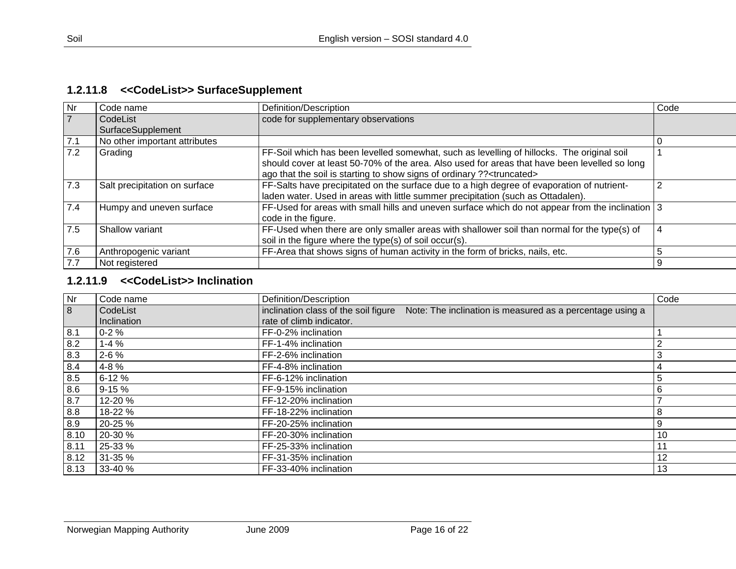### 1.2.11.8 <<CodeList>> SurfaceSupplement

| Nr | Code name | Definition/Description | Code |
|---|---|---|---|
| 7 | CodeList SurfaceSupplement | code for supplementary observations | |
| 7.1 | No other important attributes | | 0 |
| 7.2 | Grading | FF-Soil which has been levelled somewhat, such as levelling of hillocks. The original soil should cover at least 50-70% of the area. Also used for areas that have been levelled so long ago that the soil is starting to show signs of ordinary ??<truncated> | 1 |
| 7.3 | Salt precipitation on surface | FF-Salts have precipitated on the surface due to a high degree of evaporation of nutrient-laden water. Used in areas with little summer precipitation (such as Ottadalen). | 2 |
| 7.4 | Humpy and uneven surface | FF-Used for areas with small hills and uneven surface which do not appear from the inclination code in the figure. | 3 |
| 7.5 | Shallow variant | FF-Used when there are only smaller areas with shallower soil than normal for the type(s) of soil in the figure where the type(s) of soil occur(s). | 4 |
| 7.6 | Anthropogenic variant | FF-Area that shows signs of human activity in the form of bricks, nails, etc. | 5 |
| 7.7 | Not registered | | 9 |

### 1.2.11.9 <<CodeList>> Inclination

| Nr | Code name | Definition/Description | Code |
|---|---|---|---|
| 8 | CodeList Inclination | inclination class of the soil figure Note: The inclination is measured as a percentage using a rate of climb indicator. | |
| 8.1 | 0-2 % | FF-0-2% inclination | 1 |
| 8.2 | 1-4 % | FF-1-4% inclination | 2 |
| 8.3 | 2-6 % | FF-2-6% inclination | 3 |
| 8.4 | 4-8 % | FF-4-8% inclination | 4 |
| 8.5 | 6-12 % | FF-6-12% inclination | 5 |
| 8.6 | 9-15 % | FF-9-15% inclination | 6 |
| 8.7 | 12-20 % | FF-12-20% inclination | 7 |
| 8.8 | 18-22 % | FF-18-22% inclination | 8 |
| 8.9 | 20-25 % | FF-20-25% inclination | 9 |
| 8.10 | 20-30 % | FF-20-30% inclination | 10 |
| 8.11 | 25-33 % | FF-25-33% inclination | 11 |
| 8.12 | 31-35 % | FF-31-35% inclination | 12 |
| 8.13 | 33-40 % | FF-33-40% inclination | 13 |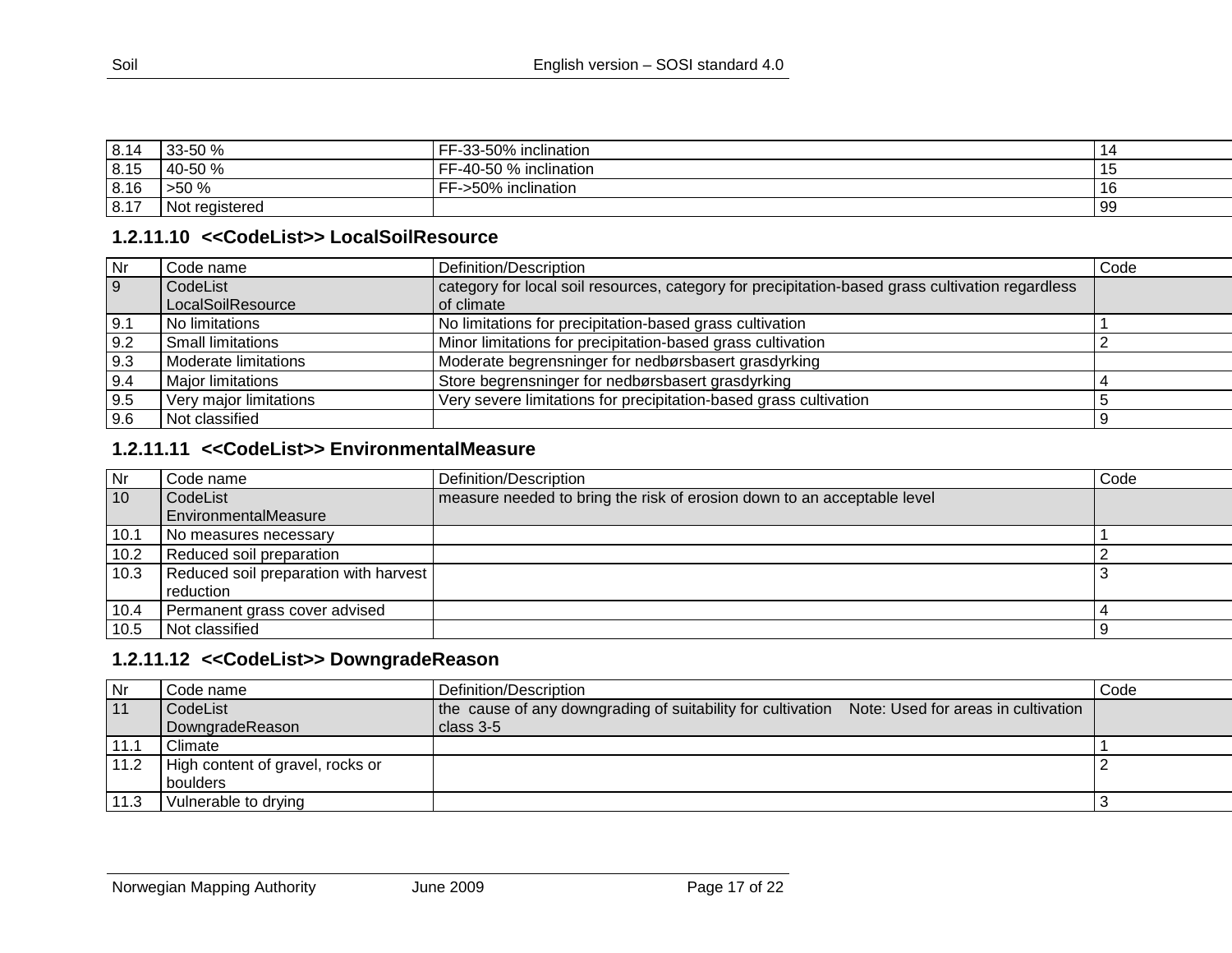| 8.14 | 33-50 % | FF-33-50% inclination | 14 |
|---|---|---|---|
| 8.15 | 40-50 % | FF-40-50 % inclination | 15 |
| 8.16 | >50 % | FF->50% inclination | 16 |
| 8.17 | Not registered | | 99 |

### 1.2.11.10 <<CodeList>> LocalSoilResource

| Nr | Code name | Definition/Description | Code |
|---|---|---|---|
| 9 | CodeList LocalSoilResource | category for local soil resources, category for precipitation-based grass cultivation regardless of climate | |
| 9.1 | No limitations | No limitations for precipitation-based grass cultivation | 1 |
| 9.2 | Small limitations | Minor limitations for precipitation-based grass cultivation | 2 |
| 9.3 | Moderate limitations | Moderate begrensninger for nedbørsbasert grasdyrking | |
| 9.4 | Major limitations | Store begrensninger for nedbørsbasert grasdyrking | 4 |
| 9.5 | Very major limitations | Very severe limitations for precipitation-based grass cultivation | 5 |
| 9.6 | Not classified | | 9 |

### 1.2.11.11 <<CodeList>> EnvironmentalMeasure

| Nr | Code name | Definition/Description | Code |
|---|---|---|---|
| 10 | CodeList EnvironmentalMeasure | measure needed to bring the risk of erosion down to an acceptable level | |
| 10.1 | No measures necessary | | 1 |
| 10.2 | Reduced soil preparation | | 2 |
| 10.3 | Reduced soil preparation with harvest reduction | | 3 |
| 10.4 | Permanent grass cover advised | | 4 |
| 10.5 | Not classified | | 9 |

### 1.2.11.12 <<CodeList>> DowngradeReason

| Nr | Code name | Definition/Description | Code |
|---|---|---|---|
| 11 | CodeList DowngradeReason | the cause of any downgrading of suitability for cultivation Note: Used for areas in cultivation class 3-5 | |
| 11.1 | Climate | | 1 |
| 11.2 | High content of gravel, rocks or boulders | | 2 |
| 11.3 | Vulnerable to drying | | 3 |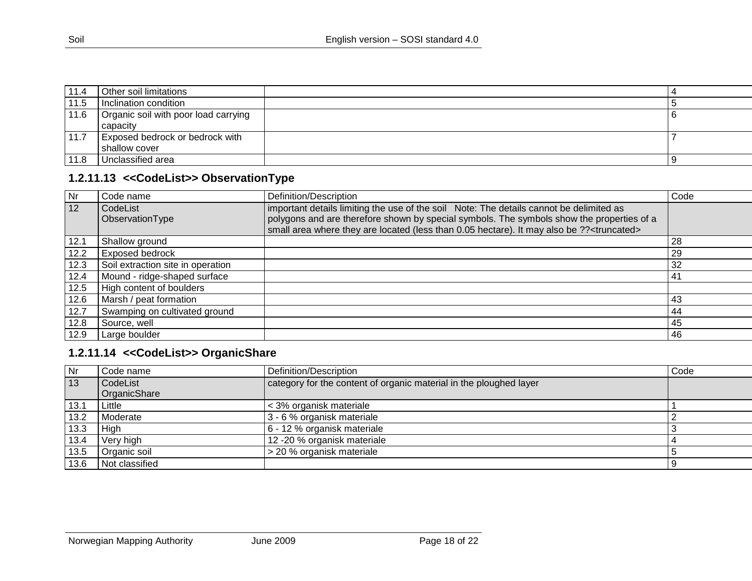| Nr | Code name | Definition/Description | Code |
|---|---|---|---|
| 11.4 | Other soil limitations | | 4 |
| 11.5 | Inclination condition | | 5 |
| 11.6 | Organic soil with poor load carrying capacity | | 6 |
| 11.7 | Exposed bedrock or bedrock with shallow cover | | 7 |
| 11.8 | Unclassified area | | 9 |

### 1.2.11.13 <<CodeList>> ObservationType

| Nr | Code name | Definition/Description | Code |
|---|---|---|---|
| 12 | CodeList ObservationType | important details limiting the use of the soil Note: The details cannot be delimited as polygons and are therefore shown by special symbols. The symbols show the properties of a small area where they are located (less than 0.05 hectare). It may also be ??<truncated> | |
| 12.1 | Shallow ground | | 28 |
| 12.2 | Exposed bedrock | | 29 |
| 12.3 | Soil extraction site in operation | | 32 |
| 12.4 | Mound - ridge-shaped surface | | 41 |
| 12.5 | High content of boulders | | |
| 12.6 | Marsh / peat formation | | 43 |
| 12.7 | Swamping on cultivated ground | | 44 |
| 12.8 | Source, well | | 45 |
| 12.9 | Large boulder | | 46 |

### 1.2.11.14 <<CodeList>> OrganicShare

| Nr | Code name | Definition/Description | Code |
|---|---|---|---|
| 13 | CodeList OrganicShare | category for the content of organic material in the ploughed layer | |
| 13.1 | Little | < 3% organisk materiale | 1 |
| 13.2 | Moderate | 3 - 6 % organisk materiale | 2 |
| 13.3 | High | 6 - 12 % organisk materiale | 3 |
| 13.4 | Very high | 12 -20 % organisk materiale | 4 |
| 13.5 | Organic soil | > 20 % organisk materiale | 5 |
| 13.6 | Not classified | | 9 |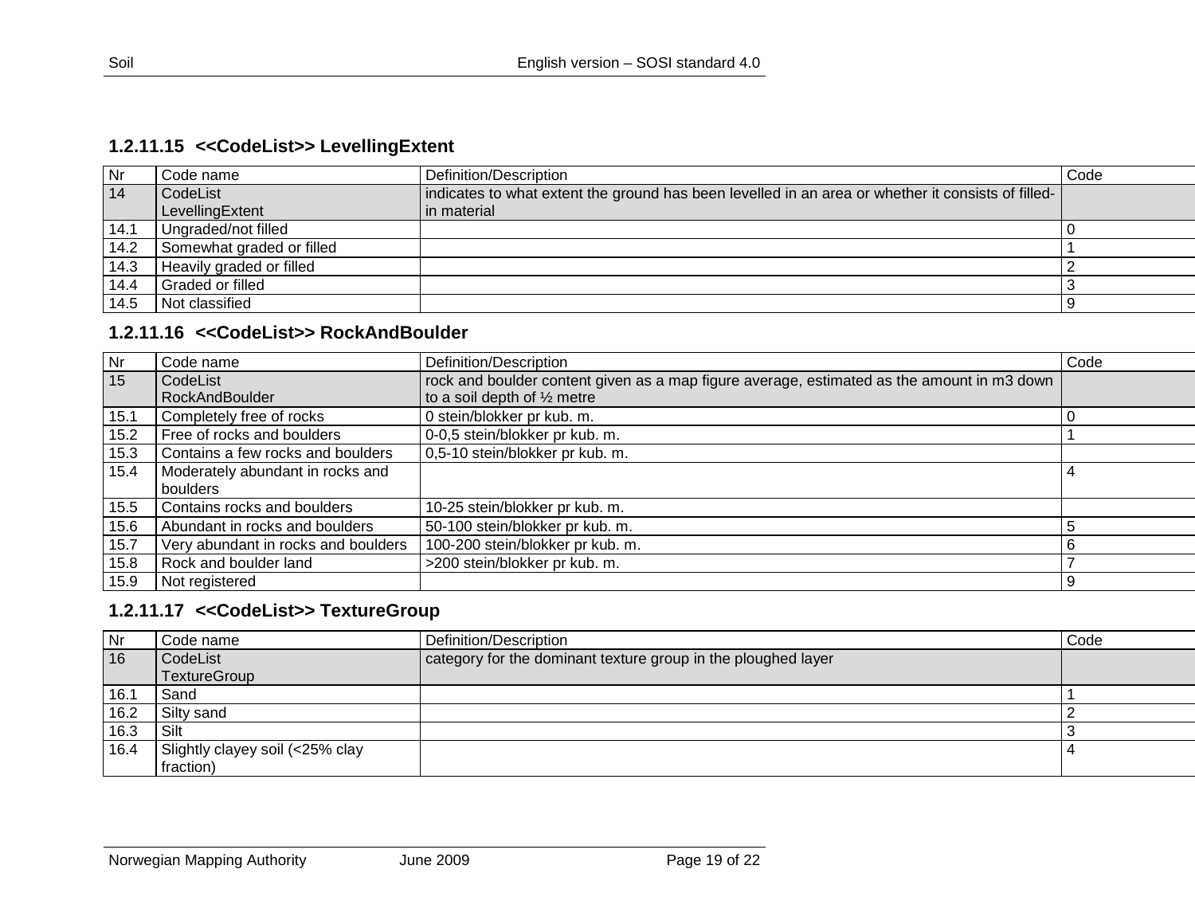### 1.2.11.15 <<CodeList>> LevellingExtent

| Nr | Code name | Definition/Description | Code |
|---|---|---|---|
| 14 | CodeList LevellingExtent | indicates to what extent the ground has been levelled in an area or whether it consists of filled-in material | |
| 14.1 | Ungraded/not filled | | 0 |
| 14.2 | Somewhat graded or filled | | 1 |
| 14.3 | Heavily graded or filled | | 2 |
| 14.4 | Graded or filled | | 3 |
| 14.5 | Not classified | | 9 |

### 1.2.11.16 <<CodeList>> RockAndBoulder

| Nr | Code name | Definition/Description | Code |
|---|---|---|---|
| 15 | CodeList RockAndBoulder | rock and boulder content given as a map figure average, estimated as the amount in m3 down to a soil depth of ½ metre | |
| 15.1 | Completely free of rocks | 0 stein/blokker pr kub. m. | 0 |
| 15.2 | Free of rocks and boulders | 0-0,5 stein/blokker pr kub. m. | 1 |
| 15.3 | Contains a few rocks and boulders | 0,5-10 stein/blokker pr kub. m. | |
| 15.4 | Moderately abundant in rocks and boulders | | 4 |
| 15.5 | Contains rocks and boulders | 10-25 stein/blokker pr kub. m. | |
| 15.6 | Abundant in rocks and boulders | 50-100 stein/blokker pr kub. m. | 5 |
| 15.7 | Very abundant in rocks and boulders | 100-200 stein/blokker pr kub. m. | 6 |
| 15.8 | Rock and boulder land | >200 stein/blokker pr kub. m. | 7 |
| 15.9 | Not registered | | 9 |

### 1.2.11.17 <<CodeList>> TextureGroup

| Nr | Code name | Definition/Description | Code |
|---|---|---|---|
| 16 | CodeList TextureGroup | category for the dominant texture group in the ploughed layer | |
| 16.1 | Sand | | 1 |
| 16.2 | Silty sand | | 2 |
| 16.3 | Silt | | 3 |
| 16.4 | Slightly clayey soil (<25% clay fraction) | | 4 |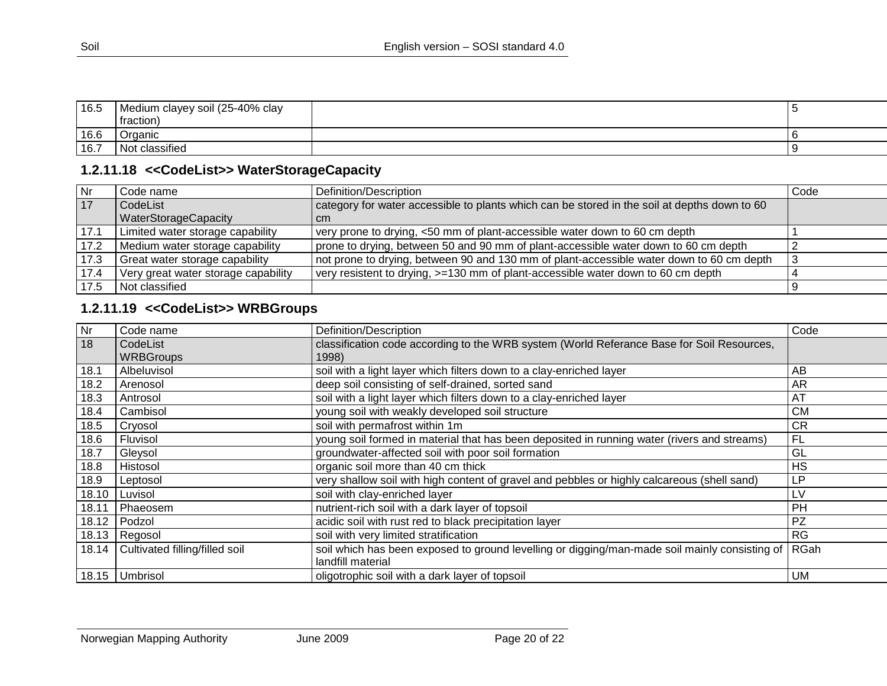| 16.5 | Medium clayey soil (25-40% clay fraction) | | 5 |
|---|---|---|---|
| 16.6 | Organic | | 6 |
| 16.7 | Not classified | | 9 |

### 1.2.11.18 <<CodeList>> WaterStorageCapacity

| Nr | Code name | Definition/Description | Code |
|---|---|---|---|
| 17 | CodeList WaterStorageCapacity | category for water accessible to plants which can be stored in the soil at depths down to 60 cm | |
| 17.1 | Limited water storage capability | very prone to drying, <50 mm of plant-accessible water down to 60 cm depth | 1 |
| 17.2 | Medium water storage capability | prone to drying, between 50 and 90 mm of plant-accessible water down to 60 cm depth | 2 |
| 17.3 | Great water storage capability | not prone to drying, between 90 and 130 mm of plant-accessible water down to 60 cm depth | 3 |
| 17.4 | Very great water storage capability | very resistent to drying, >=130 mm of plant-accessible water down to 60 cm depth | 4 |
| 17.5 | Not classified | | 9 |

### 1.2.11.19 <<CodeList>> WRBGroups

| Nr | Code name | Definition/Description | Code |
|---|---|---|---|
| 18 | CodeList WRBGroups | classification code according to the WRB system (World Referance Base for Soil Resources, 1998) | |
| 18.1 | Albeluvisol | soil with a light layer which filters down to a clay-enriched layer | AB |
| 18.2 | Arenosol | deep soil consisting of self-drained, sorted sand | AR |
| 18.3 | Antrosol | soil with a light layer which filters down to a clay-enriched layer | AT |
| 18.4 | Cambisol | young soil with weakly developed soil structure | CM |
| 18.5 | Cryosol | soil with permafrost within 1m | CR |
| 18.6 | Fluvisol | young soil formed in material that has been deposited in running water (rivers and streams) | FL |
| 18.7 | Gleysol | groundwater-affected soil with poor soil formation | GL |
| 18.8 | Histosol | organic soil more than 40 cm thick | HS |
| 18.9 | Leptosol | very shallow soil with high content of gravel and pebbles or highly calcareous (shell sand) | LP |
| 18.10 | Luvisol | soil with clay-enriched layer | LV |
| 18.11 | Phaeosem | nutrient-rich soil with a dark layer of topsoil | PH |
| 18.12 | Podzol | acidic soil with rust red to black precipitation layer | PZ |
| 18.13 | Regosol | soil with very limited stratification | RG |
| 18.14 | Cultivated filling/filled soil | soil which has been exposed to ground levelling or digging/man-made soil mainly consisting of landfill material | RGah |
| 18.15 | Umbrisol | oligotrophic soil with a dark layer of topsoil | UM |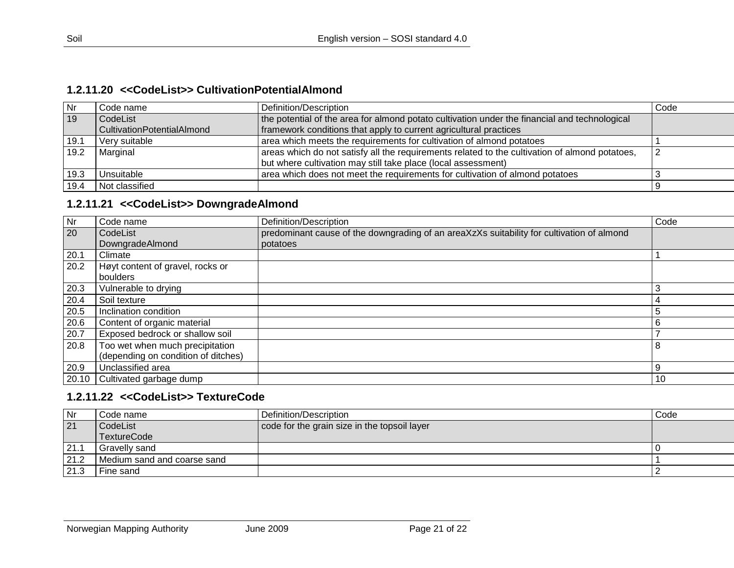### 1.2.11.20 <<CodeList>> CultivationPotentialAlmond

| Nr | Code name | Definition/Description | Code |
|---|---|---|---|
| 19 | CodeList CultivationPotentialAlmond | the potential of the area for almond potato cultivation under the financial and technological framework conditions that apply to current agricultural practices | |
| 19.1 | Very suitable | area which meets the requirements for cultivation of almond potatoes | 1 |
| 19.2 | Marginal | areas which do not satisfy all the requirements related to the cultivation of almond potatoes, but where cultivation may still take place (local assessment) | 2 |
| 19.3 | Unsuitable | area which does not meet the requirements for cultivation of almond potatoes | 3 |
| 19.4 | Not classified | | 9 |

### 1.2.11.21 <<CodeList>> DowngradeAlmond

| Nr | Code name | Definition/Description | Code |
|---|---|---|---|
| 20 | CodeList DowngradeAlmond | predominant cause of the downgrading of an areaXzXs suitability for cultivation of almond potatoes | |
| 20.1 | Climate | | 1 |
| 20.2 | Høyt content of gravel, rocks or boulders | | |
| 20.3 | Vulnerable to drying | | 3 |
| 20.4 | Soil texture | | 4 |
| 20.5 | Inclination condition | | 5 |
| 20.6 | Content of organic material | | 6 |
| 20.7 | Exposed bedrock or shallow soil | | 7 |
| 20.8 | Too wet when much precipitation (depending on condition of ditches) | | 8 |
| 20.9 | Unclassified area | | 9 |
| 20.10 | Cultivated garbage dump | | 10 |

### 1.2.11.22 <<CodeList>> TextureCode

| Nr | Code name | Definition/Description | Code |
|---|---|---|---|
| 21 | CodeList TextureCode | code for the grain size in the topsoil layer | |
| 21.1 | Gravelly sand | | 0 |
| 21.2 | Medium sand and coarse sand | | 1 |
| 21.3 | Fine sand | | 2 |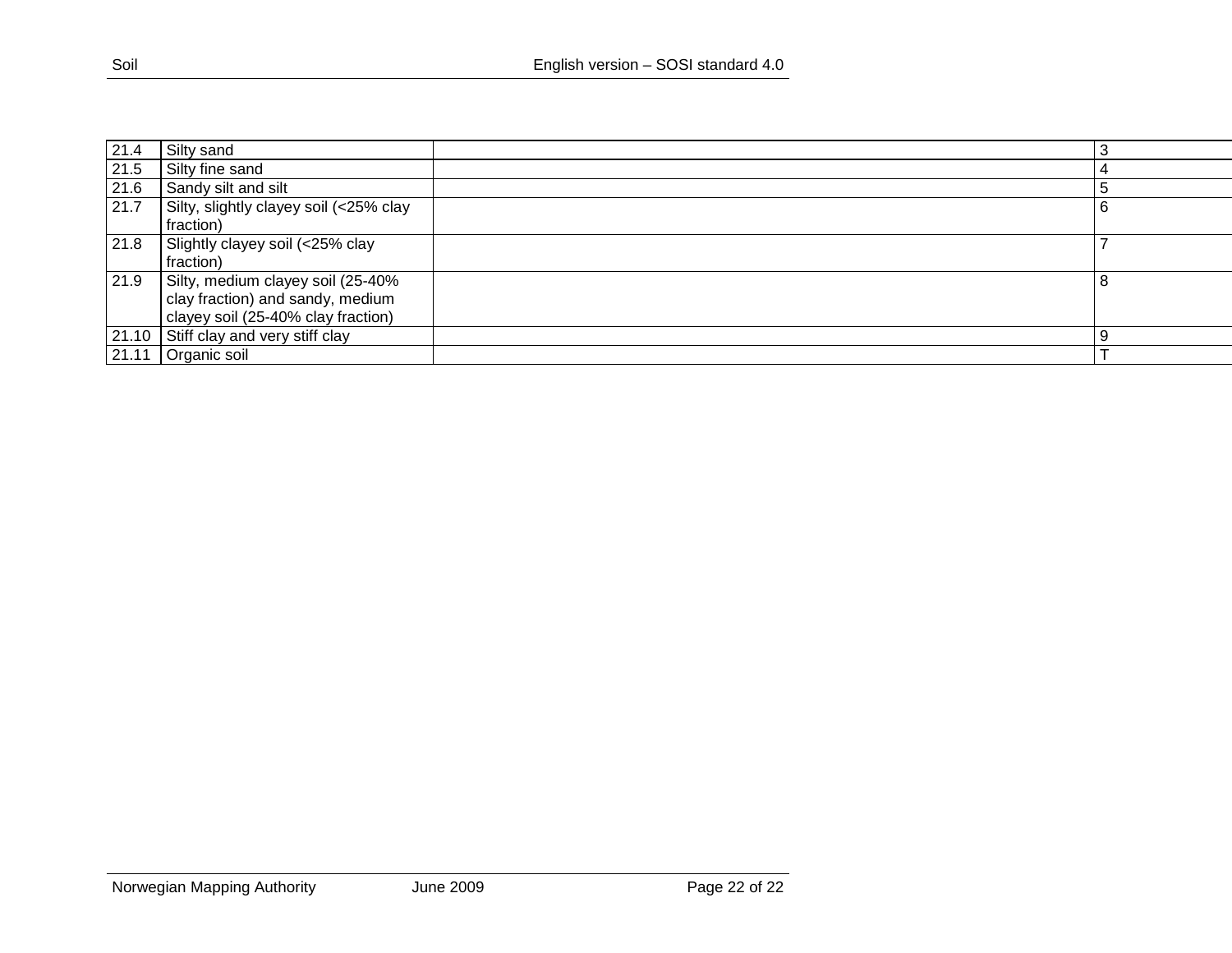| | | | |
|---|---|---|---|
| 21.4 | Silty sand | | 3 |
| 21.5 | Silty fine sand | | 4 |
| 21.6 | Sandy silt and silt | | 5 |
| 21.7 | Silty, slightly clayey soil (<25% clay fraction) | | 6 |
| 21.8 | Slightly clayey soil (<25% clay fraction) | | 7 |
| 21.9 | Silty, medium clayey soil (25-40% clay fraction) and sandy, medium clayey soil (25-40% clay fraction) | | 8 |
| 21.10 | Stiff clay and very stiff clay | | 9 |
| 21.11 | Organic soil | | T |